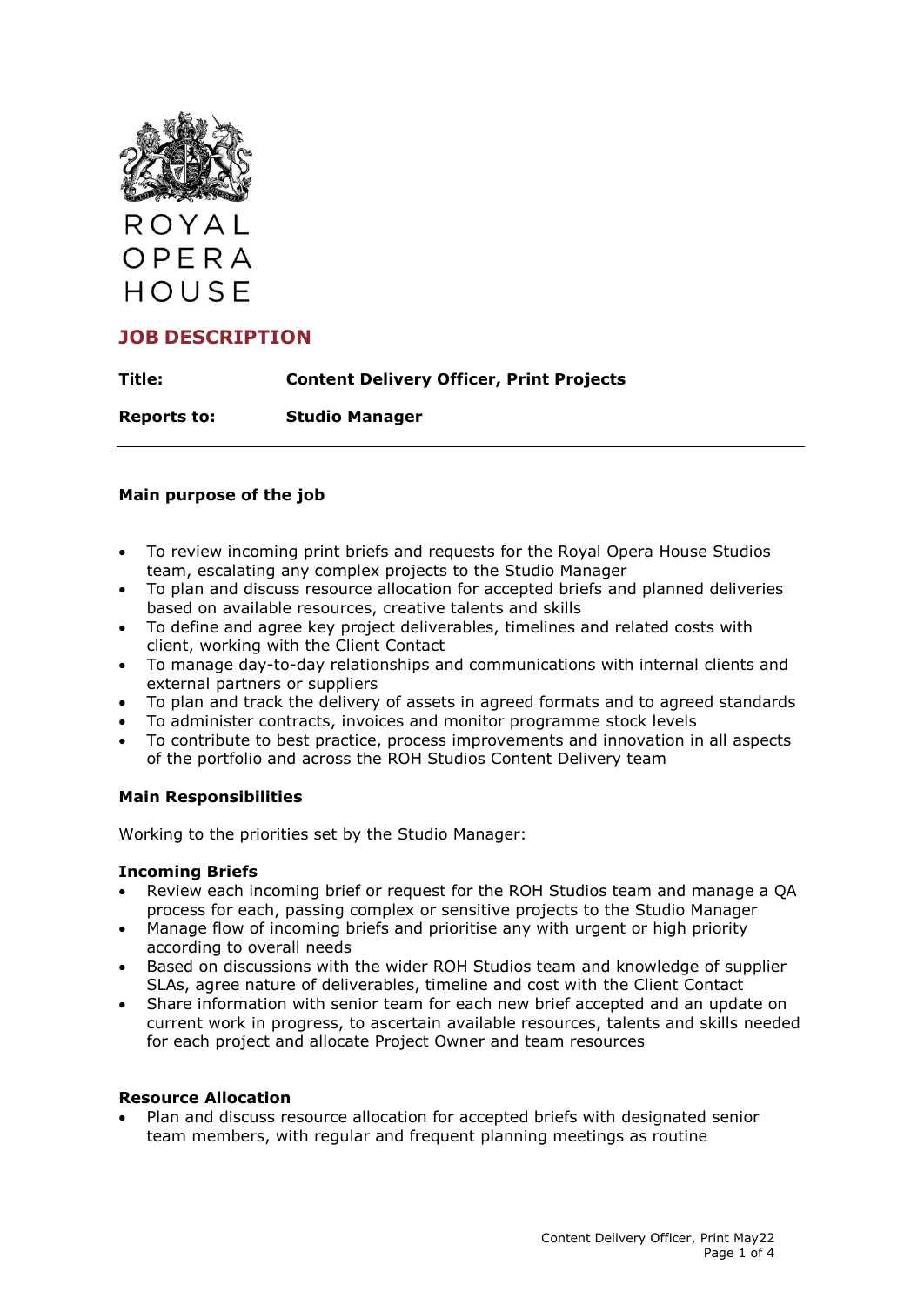ROYAL
OPERA
HOUSE

# JOB DESCRIPTION

**Title:** **Content Delivery Officer, Print Projects**

**Reports to:** **Studio Manager**

---

## Main purpose of the job

- To review incoming print briefs and requests for the Royal Opera House Studios team, escalating any complex projects to the Studio Manager
- To plan and discuss resource allocation for accepted briefs and planned deliveries based on available resources, creative talents and skills
- To define and agree key project deliverables, timelines and related costs with client, working with the Client Contact
- To manage day-to-day relationships and communications with internal clients and external partners or suppliers
- To plan and track the delivery of assets in agreed formats and to agreed standards
- To administer contracts, invoices and monitor programme stock levels
- To contribute to best practice, process improvements and innovation in all aspects of the portfolio and across the ROH Studios Content Delivery team

## Main Responsibilities

Working to the priorities set by the Studio Manager:

### Incoming Briefs

- Review each incoming brief or request for the ROH Studios team and manage a QA process for each, passing complex or sensitive projects to the Studio Manager
- Manage flow of incoming briefs and prioritise any with urgent or high priority according to overall needs
- Based on discussions with the wider ROH Studios team and knowledge of supplier SLAs, agree nature of deliverables, timeline and cost with the Client Contact
- Share information with senior team for each new brief accepted and an update on current work in progress, to ascertain available resources, talents and skills needed for each project and allocate Project Owner and team resources

### Resource Allocation

- Plan and discuss resource allocation for accepted briefs with designated senior team members, with regular and frequent planning meetings as routine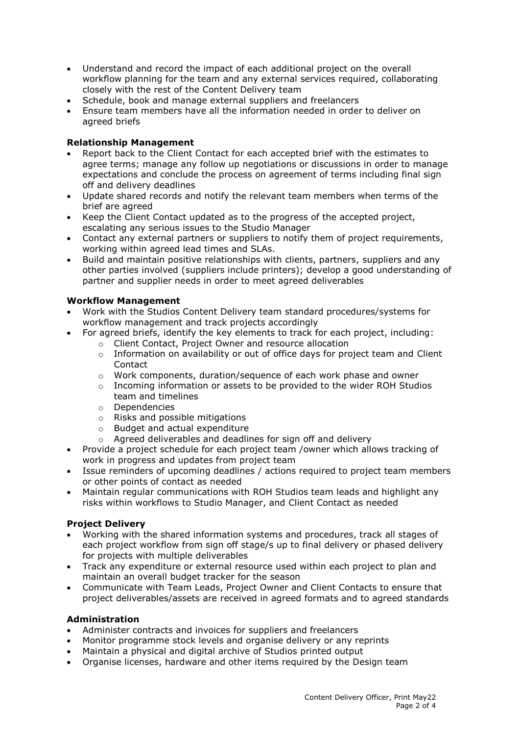- Understand and record the impact of each additional project on the overall workflow planning for the team and any external services required, collaborating closely with the rest of the Content Delivery team
- Schedule, book and manage external suppliers and freelancers
- Ensure team members have all the information needed in order to deliver on agreed briefs

**Relationship Management**

- Report back to the Client Contact for each accepted brief with the estimates to agree terms; manage any follow up negotiations or discussions in order to manage expectations and conclude the process on agreement of terms including final sign off and delivery deadlines
- Update shared records and notify the relevant team members when terms of the brief are agreed
- Keep the Client Contact updated as to the progress of the accepted project, escalating any serious issues to the Studio Manager
- Contact any external partners or suppliers to notify them of project requirements, working within agreed lead times and SLAs.
- Build and maintain positive relationships with clients, partners, suppliers and any other parties involved (suppliers include printers); develop a good understanding of partner and supplier needs in order to meet agreed deliverables

**Workflow Management**

- Work with the Studios Content Delivery team standard procedures/systems for workflow management and track projects accordingly
- For agreed briefs, identify the key elements to track for each project, including:
  - Client Contact, Project Owner and resource allocation
  - Information on availability or out of office days for project team and Client Contact
  - Work components, duration/sequence of each work phase and owner
  - Incoming information or assets to be provided to the wider ROH Studios team and timelines
  - Dependencies
  - Risks and possible mitigations
  - Budget and actual expenditure
  - Agreed deliverables and deadlines for sign off and delivery
- Provide a project schedule for each project team /owner which allows tracking of work in progress and updates from project team
- Issue reminders of upcoming deadlines / actions required to project team members or other points of contact as needed
- Maintain regular communications with ROH Studios team leads and highlight any risks within workflows to Studio Manager, and Client Contact as needed

**Project Delivery**

- Working with the shared information systems and procedures, track all stages of each project workflow from sign off stage/s up to final delivery or phased delivery for projects with multiple deliverables
- Track any expenditure or external resource used within each project to plan and maintain an overall budget tracker for the season
- Communicate with Team Leads, Project Owner and Client Contacts to ensure that project deliverables/assets are received in agreed formats and to agreed standards

**Administration**

- Administer contracts and invoices for suppliers and freelancers
- Monitor programme stock levels and organise delivery or any reprints
- Maintain a physical and digital archive of Studios printed output
- Organise licenses, hardware and other items required by the Design team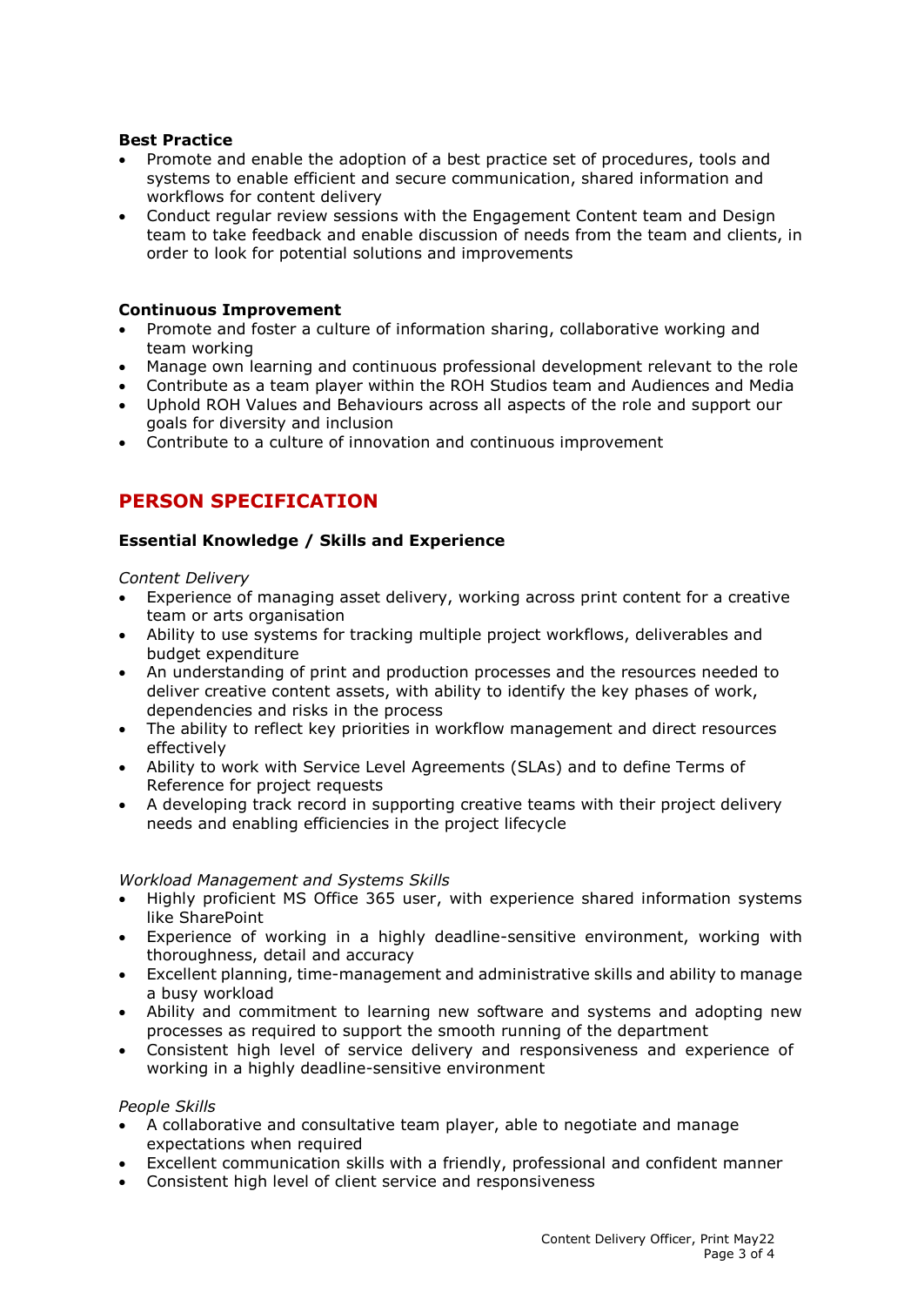**Best Practice**

- Promote and enable the adoption of a best practice set of procedures, tools and systems to enable efficient and secure communication, shared information and workflows for content delivery
- Conduct regular review sessions with the Engagement Content team and Design team to take feedback and enable discussion of needs from the team and clients, in order to look for potential solutions and improvements

**Continuous Improvement**

- Promote and foster a culture of information sharing, collaborative working and team working
- Manage own learning and continuous professional development relevant to the role
- Contribute as a team player within the ROH Studios team and Audiences and Media
- Uphold ROH Values and Behaviours across all aspects of the role and support our goals for diversity and inclusion
- Contribute to a culture of innovation and continuous improvement

## PERSON SPECIFICATION

### Essential Knowledge / Skills and Experience

*Content Delivery*

- Experience of managing asset delivery, working across print content for a creative team or arts organisation
- Ability to use systems for tracking multiple project workflows, deliverables and budget expenditure
- An understanding of print and production processes and the resources needed to deliver creative content assets, with ability to identify the key phases of work, dependencies and risks in the process
- The ability to reflect key priorities in workflow management and direct resources effectively
- Ability to work with Service Level Agreements (SLAs) and to define Terms of Reference for project requests
- A developing track record in supporting creative teams with their project delivery needs and enabling efficiencies in the project lifecycle

*Workload Management and Systems Skills*

- Highly proficient MS Office 365 user, with experience shared information systems like SharePoint
- Experience of working in a highly deadline-sensitive environment, working with thoroughness, detail and accuracy
- Excellent planning, time-management and administrative skills and ability to manage a busy workload
- Ability and commitment to learning new software and systems and adopting new processes as required to support the smooth running of the department
- Consistent high level of service delivery and responsiveness and experience of working in a highly deadline-sensitive environment

*People Skills*

- A collaborative and consultative team player, able to negotiate and manage expectations when required
- Excellent communication skills with a friendly, professional and confident manner
- Consistent high level of client service and responsiveness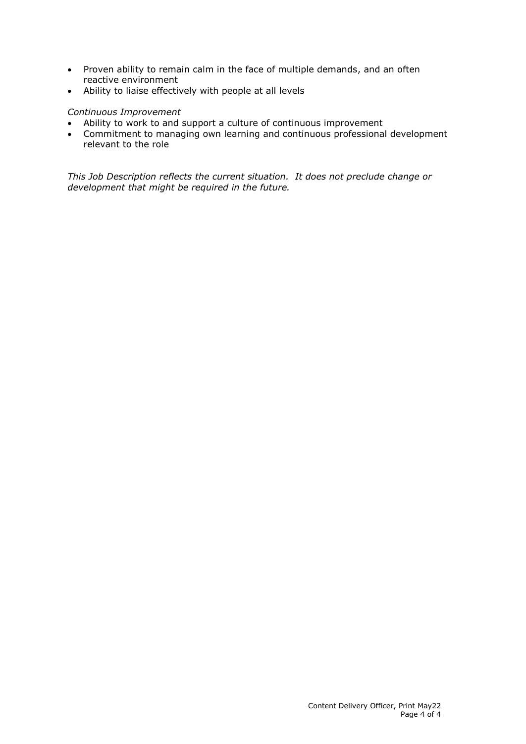- Proven ability to remain calm in the face of multiple demands, and an often reactive environment
- Ability to liaise effectively with people at all levels

*Continuous Improvement*

- Ability to work to and support a culture of continuous improvement
- Commitment to managing own learning and continuous professional development relevant to the role

*This Job Description reflects the current situation. It does not preclude change or development that might be required in the future.*